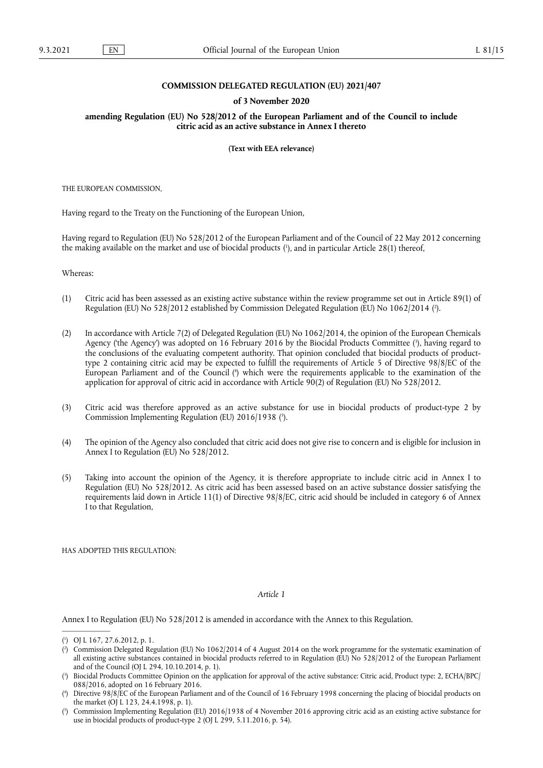**COMMISSION DELEGATED REGULATION (EU) 2021/407**

**of 3 November 2020**

**amending Regulation (EU) No 528/2012 of the European Parliament and of the Council to include citric acid as an active substance in Annex I thereto**

**(Text with EEA relevance)**

THE EUROPEAN COMMISSION,

Having regard to the Treaty on the Functioning of the European Union,

Having regard to Regulation (EU) No 528/2012 of the European Parliament and of the Council of 22 May 2012 concerning the making available on the market and use of biocidal products [1], and in particular Article 28(1) thereof,

Whereas:

(1) Citric acid has been assessed as an existing active substance within the review programme set out in Article 89(1) of Regulation (EU) No 528/2012 established by Commission Delegated Regulation (EU) No 1062/2014 [2].

(2) In accordance with Article 7(2) of Delegated Regulation (EU) No 1062/2014, the opinion of the European Chemicals Agency ('the Agency') was adopted on 16 February 2016 by the Biocidal Products Committee [3], having regard to the conclusions of the evaluating competent authority. That opinion concluded that biocidal products of product-type 2 containing citric acid may be expected to fulfill the requirements of Article 5 of Directive 98/8/EC of the European Parliament and of the Council [4] which were the requirements applicable to the examination of the application for approval of citric acid in accordance with Article 90(2) of Regulation (EU) No 528/2012.

(3) Citric acid was therefore approved as an active substance for use in biocidal products of product-type 2 by Commission Implementing Regulation (EU) 2016/1938 [5].

(4) The opinion of the Agency also concluded that citric acid does not give rise to concern and is eligible for inclusion in Annex I to Regulation (EU) No 528/2012.

(5) Taking into account the opinion of the Agency, it is therefore appropriate to include citric acid in Annex I to Regulation (EU) No 528/2012. As citric acid has been assessed based on an active substance dossier satisfying the requirements laid down in Article 11(1) of Directive 98/8/EC, citric acid should be included in category 6 of Annex I to that Regulation,

HAS ADOPTED THIS REGULATION:

*Article 1*

Annex I to Regulation (EU) No 528/2012 is amended in accordance with the Annex to this Regulation.

---

[1] OJ L 167, 27.6.2012, p. 1.

[2] Commission Delegated Regulation (EU) No 1062/2014 of 4 August 2014 on the work programme for the systematic examination of all existing active substances contained in biocidal products referred to in Regulation (EU) No 528/2012 of the European Parliament and of the Council (OJ L 294, 10.10.2014, p. 1).

[3] Biocidal Products Committee Opinion on the application for approval of the active substance: Citric acid, Product type: 2, ECHA/BPC/088/2016, adopted on 16 February 2016.

[4] Directive 98/8/EC of the European Parliament and of the Council of 16 February 1998 concerning the placing of biocidal products on the market (OJ L 123, 24.4.1998, p. 1).

[5] Commission Implementing Regulation (EU) 2016/1938 of 4 November 2016 approving citric acid as an existing active substance for use in biocidal products of product-type 2 (OJ L 299, 5.11.2016, p. 54).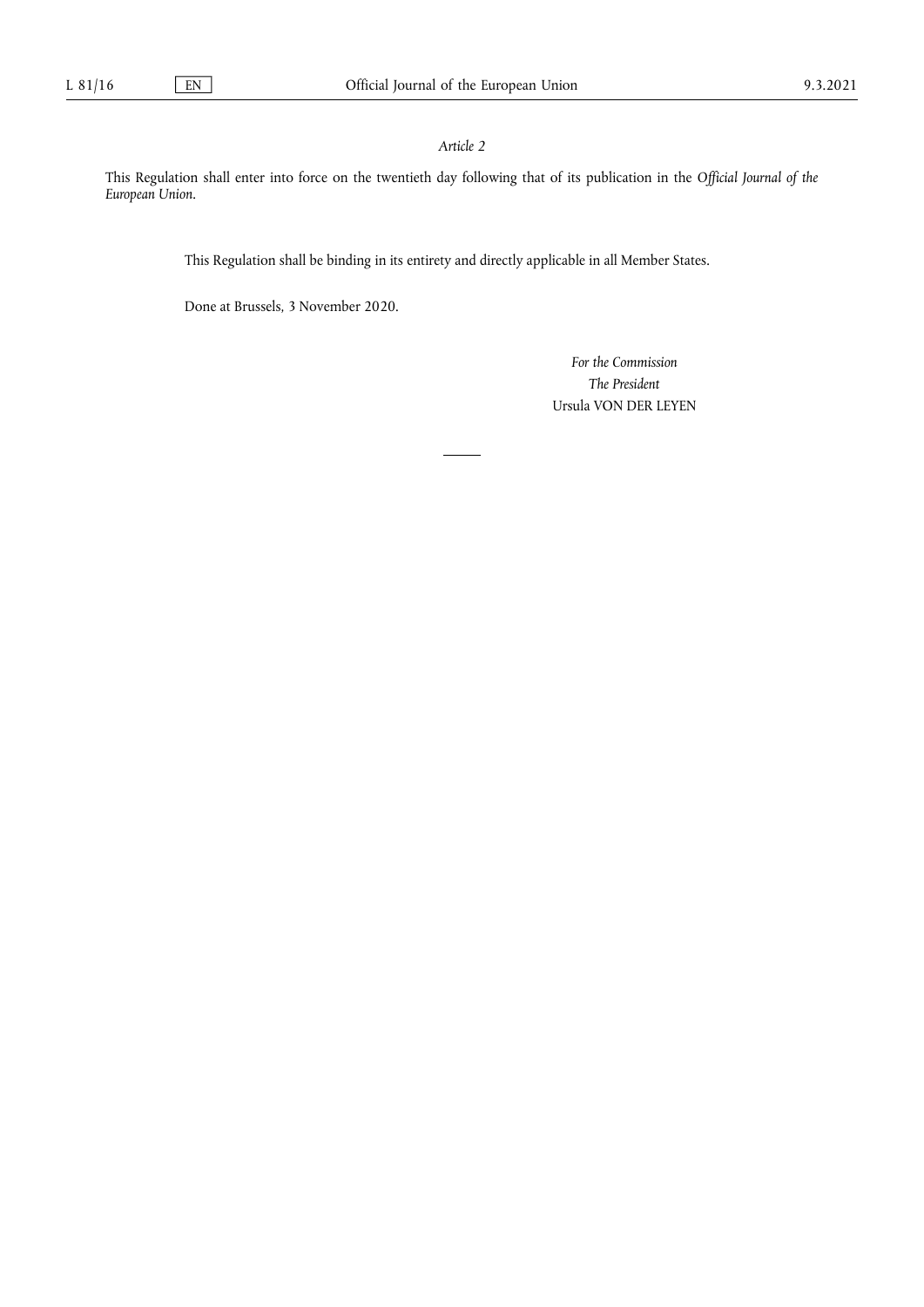*Article 2*

This Regulation shall enter into force on the twentieth day following that of its publication in the *Official Journal of the European Union*.

This Regulation shall be binding in its entirety and directly applicable in all Member States.

Done at Brussels, 3 November 2020.

*For the Commission*

*The President*

Ursula VON DER LEYEN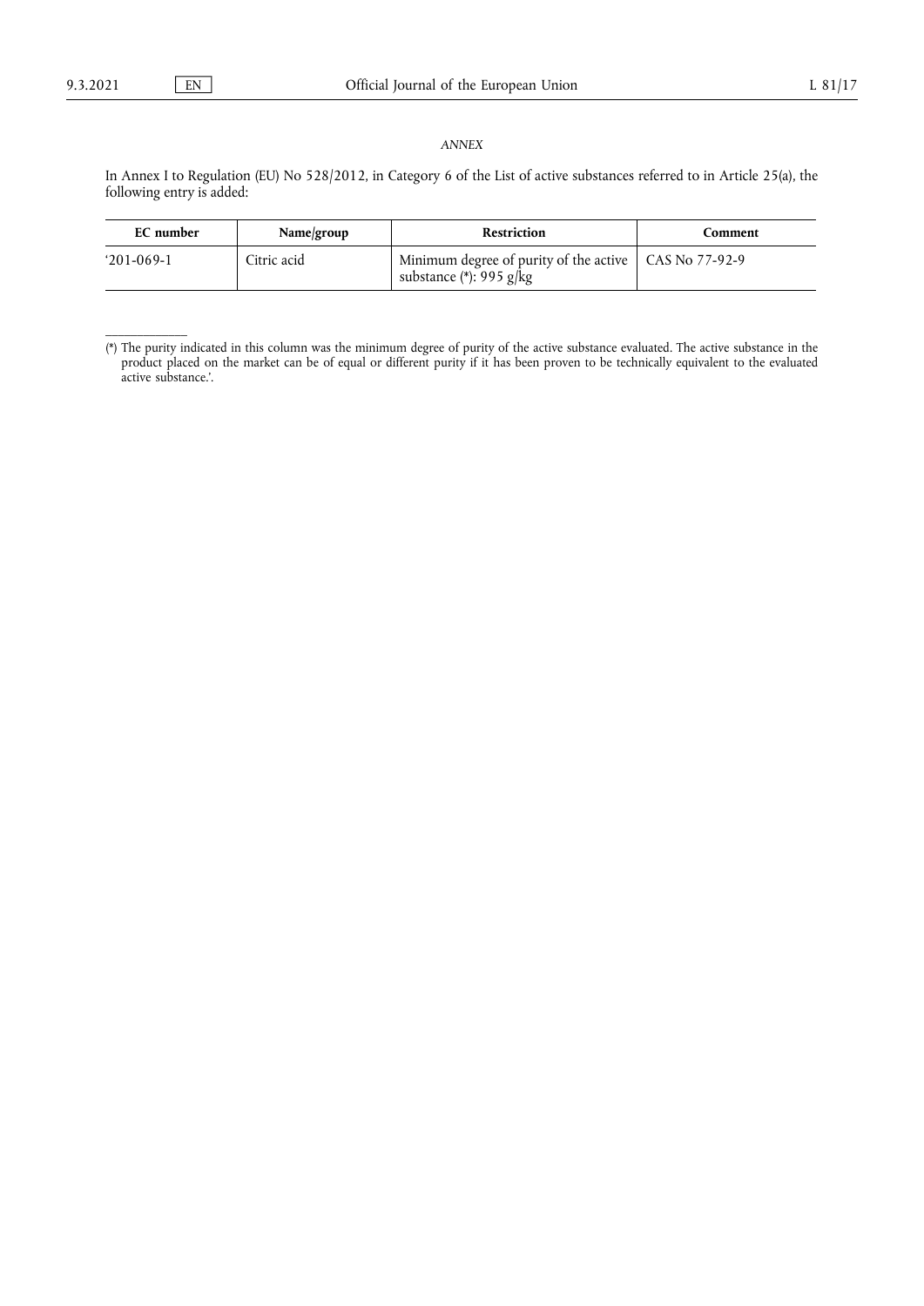*ANNEX*

In Annex I to Regulation (EU) No 528/2012, in Category 6 of the List of active substances referred to in Article 25(a), the following entry is added:

| EC number | Name/group | Restriction | Comment |
|---|---|---|---|
| '201-069-1 | Citric acid | Minimum degree of purity of the active substance (*): 995 g/kg | CAS No 77-92-9 |

(*) The purity indicated in this column was the minimum degree of purity of the active substance evaluated. The active substance in the product placed on the market can be of equal or different purity if it has been proven to be technically equivalent to the evaluated active substance.'.